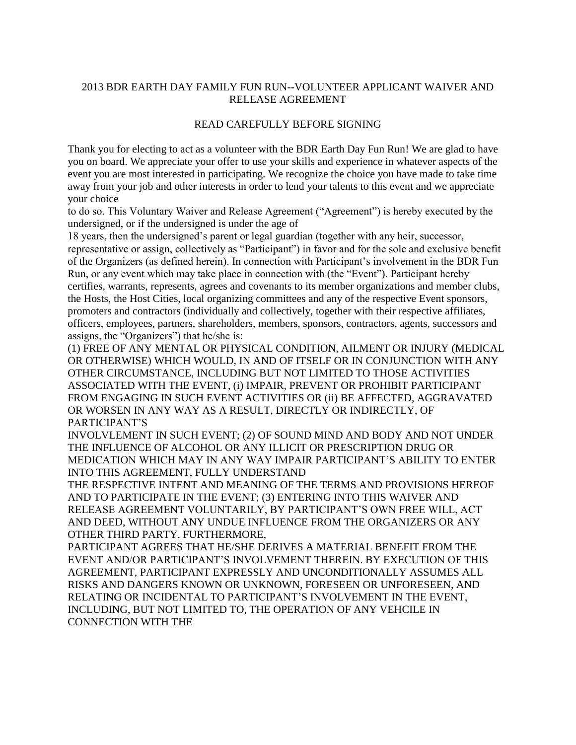2013 BDR EARTH DAY FAMILY FUN RUN--VOLUNTEER APPLICANT WAIVER AND RELEASE AGREEMENT

READ CAREFULLY BEFORE SIGNING

Thank you for electing to act as a volunteer with the BDR Earth Day Fun Run! We are glad to have you on board. We appreciate your offer to use your skills and experience in whatever aspects of the event you are most interested in participating. We recognize the choice you have made to take time away from your job and other interests in order to lend your talents to this event and we appreciate your choice to do so. This Voluntary Waiver and Release Agreement ("Agreement") is hereby executed by the undersigned, or if the undersigned is under the age of 18 years, then the undersigned's parent or legal guardian (together with any heir, successor, representative or assign, collectively as "Participant") in favor and for the sole and exclusive benefit of the Organizers (as defined herein). In connection with Participant's involvement in the BDR Fun Run, or any event which may take place in connection with (the "Event"). Participant hereby certifies, warrants, represents, agrees and covenants to its member organizations and member clubs, the Hosts, the Host Cities, local organizing committees and any of the respective Event sponsors, promoters and contractors (individually and collectively, together with their respective affiliates, officers, employees, partners, shareholders, members, sponsors, contractors, agents, successors and assigns, the "Organizers") that he/she is:

(1) FREE OF ANY MENTAL OR PHYSICAL CONDITION, AILMENT OR INJURY (MEDICAL OR OTHERWISE) WHICH WOULD, IN AND OF ITSELF OR IN CONJUNCTION WITH ANY OTHER CIRCUMSTANCE, INCLUDING BUT NOT LIMITED TO THOSE ACTIVITIES ASSOCIATED WITH THE EVENT, (i) IMPAIR, PREVENT OR PROHIBIT PARTICIPANT FROM ENGAGING IN SUCH EVENT ACTIVITIES OR (ii) BE AFFECTED, AGGRAVATED OR WORSEN IN ANY WAY AS A RESULT, DIRECTLY OR INDIRECTLY, OF PARTICIPANT'S INVOLVLEMENT IN SUCH EVENT; (2) OF SOUND MIND AND BODY AND NOT UNDER THE INFLUENCE OF ALCOHOL OR ANY ILLICIT OR PRESCRIPTION DRUG OR MEDICATION WHICH MAY IN ANY WAY IMPAIR PARTICIPANT'S ABILITY TO ENTER INTO THIS AGREEMENT, FULLY UNDERSTAND THE RESPECTIVE INTENT AND MEANING OF THE TERMS AND PROVISIONS HEREOF AND TO PARTICIPATE IN THE EVENT; (3) ENTERING INTO THIS WAIVER AND RELEASE AGREEMENT VOLUNTARILY, BY PARTICIPANT'S OWN FREE WILL, ACT AND DEED, WITHOUT ANY UNDUE INFLUENCE FROM THE ORGANIZERS OR ANY OTHER THIRD PARTY. FURTHERMORE, PARTICIPANT AGREES THAT HE/SHE DERIVES A MATERIAL BENEFIT FROM THE EVENT AND/OR PARTICIPANT'S INVOLVEMENT THEREIN. BY EXECUTION OF THIS AGREEMENT, PARTICIPANT EXPRESSLY AND UNCONDITIONALLY ASSUMES ALL RISKS AND DANGERS KNOWN OR UNKNOWN, FORESEEN OR UNFORESEEN, AND RELATING OR INCIDENTAL TO PARTICIPANT'S INVOLVEMENT IN THE EVENT, INCLUDING, BUT NOT LIMITED TO, THE OPERATION OF ANY VEHCILE IN CONNECTION WITH THE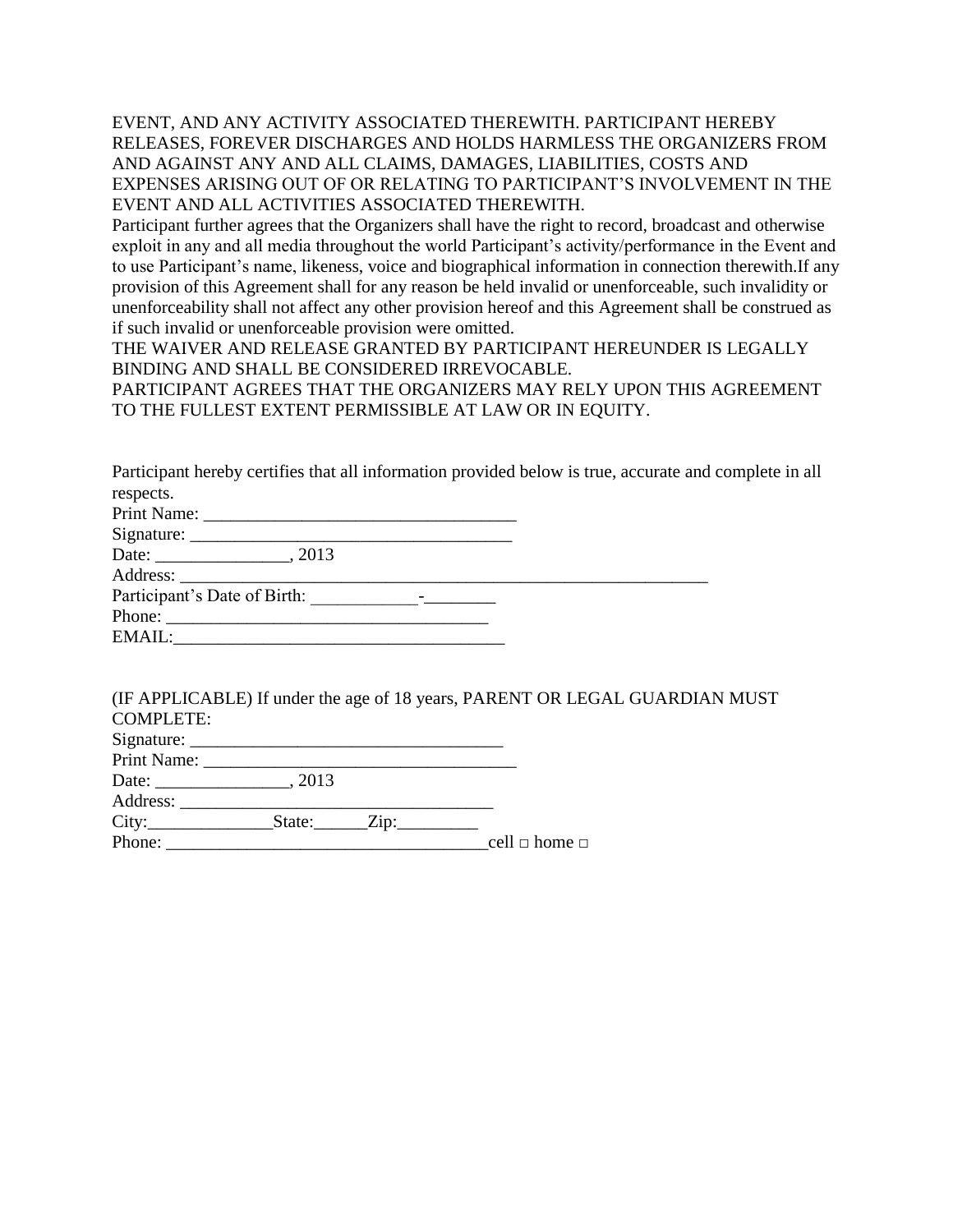EVENT, AND ANY ACTIVITY ASSOCIATED THEREWITH. PARTICIPANT HEREBY RELEASES, FOREVER DISCHARGES AND HOLDS HARMLESS THE ORGANIZERS FROM AND AGAINST ANY AND ALL CLAIMS, DAMAGES, LIABILITIES, COSTS AND EXPENSES ARISING OUT OF OR RELATING TO PARTICIPANT'S INVOLVEMENT IN THE EVENT AND ALL ACTIVITIES ASSOCIATED THEREWITH.

Participant further agrees that the Organizers shall have the right to record, broadcast and otherwise exploit in any and all media throughout the world Participant's activity/performance in the Event and to use Participant's name, likeness, voice and biographical information in connection therewith.If any provision of this Agreement shall for any reason be held invalid or unenforceable, such invalidity or unenforceability shall not affect any other provision hereof and this Agreement shall be construed as if such invalid or unenforceable provision were omitted.

THE WAIVER AND RELEASE GRANTED BY PARTICIPANT HEREUNDER IS LEGALLY BINDING AND SHALL BE CONSIDERED IRREVOCABLE.

PARTICIPANT AGREES THAT THE ORGANIZERS MAY RELY UPON THIS AGREEMENT TO THE FULLEST EXTENT PERMISSIBLE AT LAW OR IN EQUITY.

Participant hereby certifies that all information provided below is true, accurate and complete in all respects.

Print Name: ___________________________________

Signature: ____________________________________

Date: _______________, 2013

Address: ______________________________________________________________

Participant's Date of Birth: ____________-________

Phone: _____________________________________

EMAIL:______________________________________

(IF APPLICABLE) If under the age of 18 years, PARENT OR LEGAL GUARDIAN MUST COMPLETE:

Signature: __________________________________

Print Name: ___________________________________

Date: _______________, 2013

Address: ___________________________________

City:______________State:______Zip:_________

Phone: ____________________________________cell □ home □